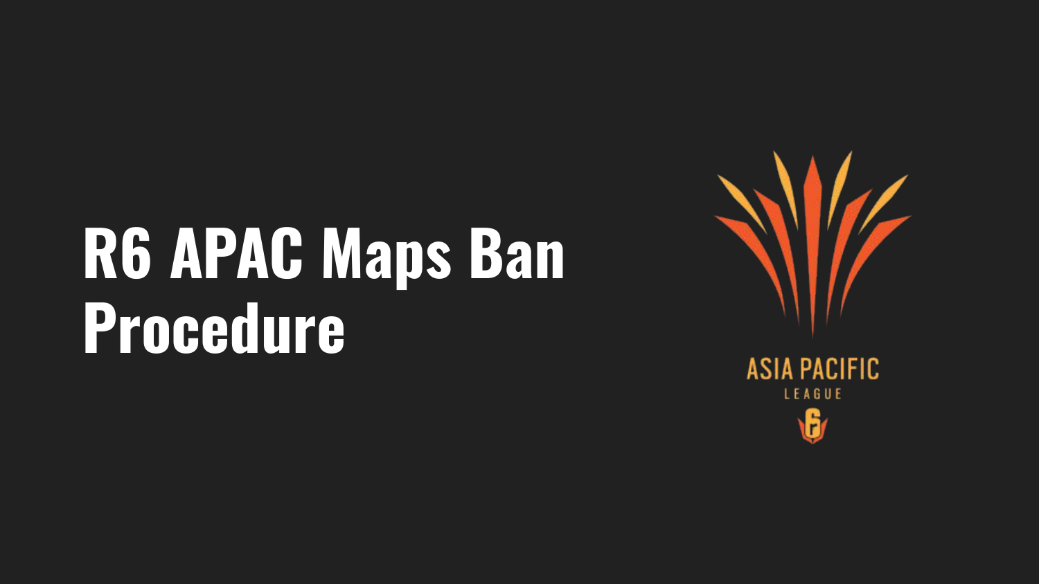# R6 APAC Maps Ban Procedure

ASIA PACIFIC

LEAGUE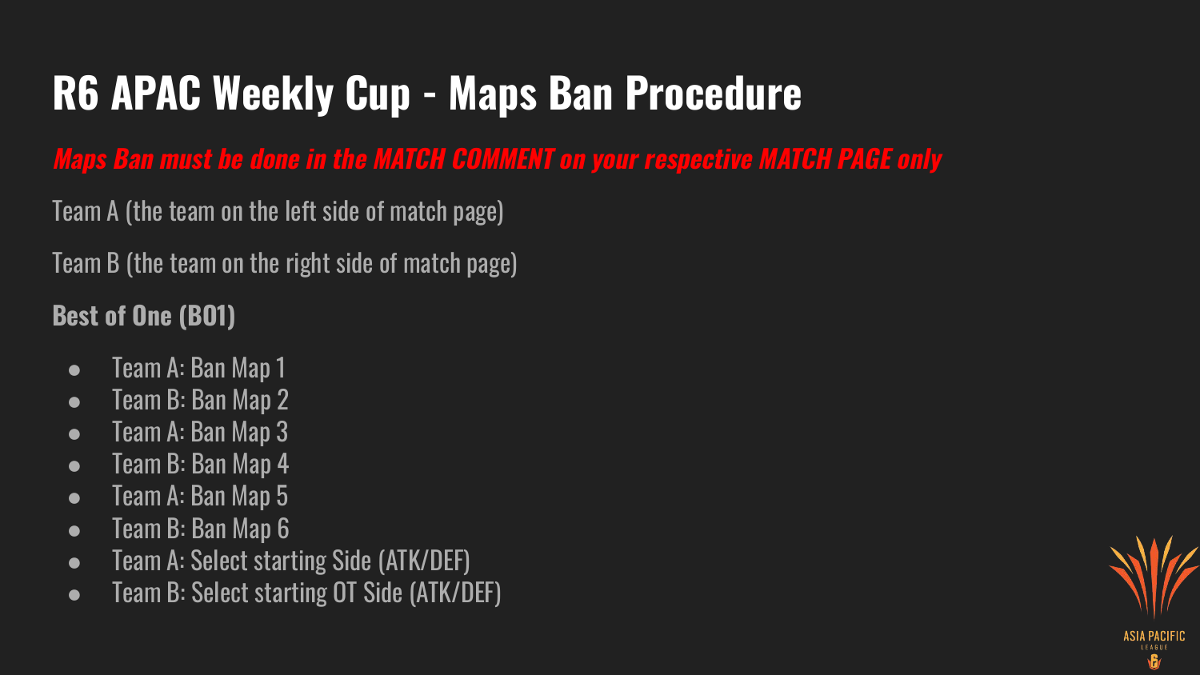# R6 APAC Weekly Cup - Maps Ban Procedure

***Maps Ban must be done in the MATCH COMMENT on your respective MATCH PAGE only***

Team A (the team on the left side of match page)

Team B (the team on the right side of match page)

**Best of One (BO1)**

- Team A: Ban Map 1
- Team B: Ban Map 2
- Team A: Ban Map 3
- Team B: Ban Map 4
- Team A: Ban Map 5
- Team B: Ban Map 6
- Team A: Select starting Side (ATK/DEF)
- Team B: Select starting OT Side (ATK/DEF)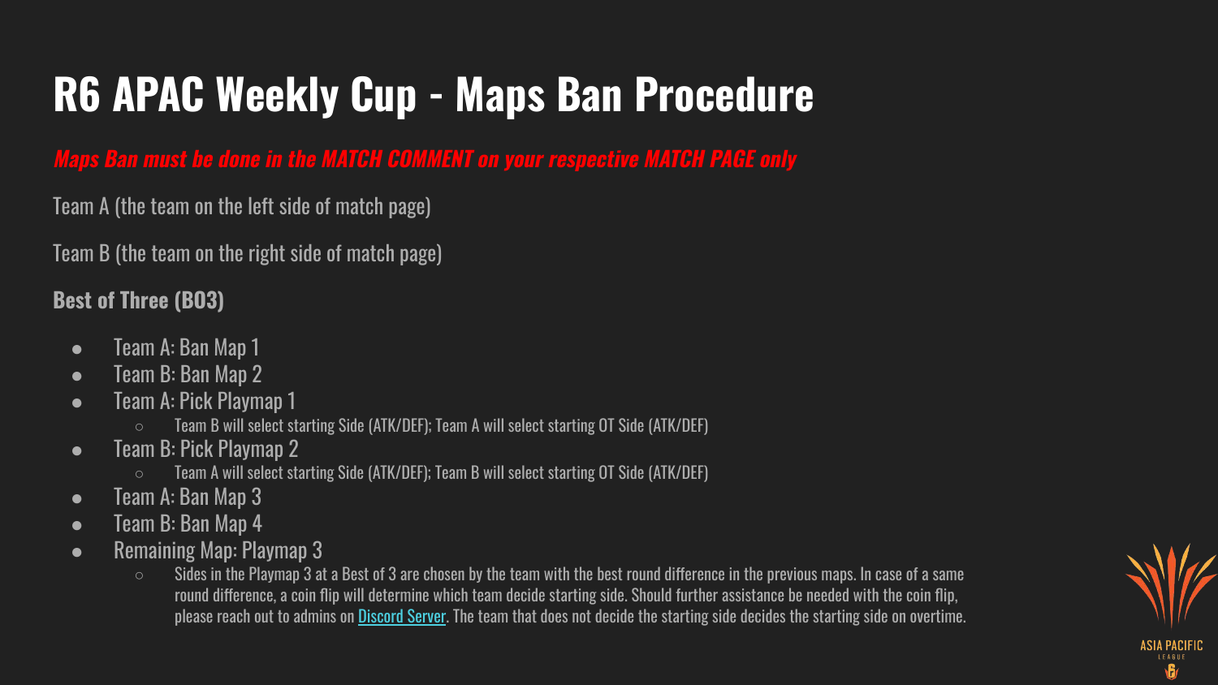# R6 APAC Weekly Cup - Maps Ban Procedure

***Maps Ban must be done in the MATCH COMMENT on your respective MATCH PAGE only***

Team A (the team on the left side of match page)

Team B (the team on the right side of match page)

**Best of Three (BO3)**

- Team A: Ban Map 1
- Team B: Ban Map 2
- Team A: Pick Playmap 1
  - Team B will select starting Side (ATK/DEF); Team A will select starting OT Side (ATK/DEF)
- Team B: Pick Playmap 2
  - Team A will select starting Side (ATK/DEF); Team B will select starting OT Side (ATK/DEF)
- Team A: Ban Map 3
- Team B: Ban Map 4
- Remaining Map: Playmap 3
  - Sides in the Playmap 3 at a Best of 3 are chosen by the team with the best round difference in the previous maps. In case of a same round difference, a coin flip will determine which team decide starting side. Should further assistance be needed with the coin flip, please reach out to admins on Discord Server. The team that does not decide the starting side decides the starting side on overtime.

ASIA PACIFIC LEAGUE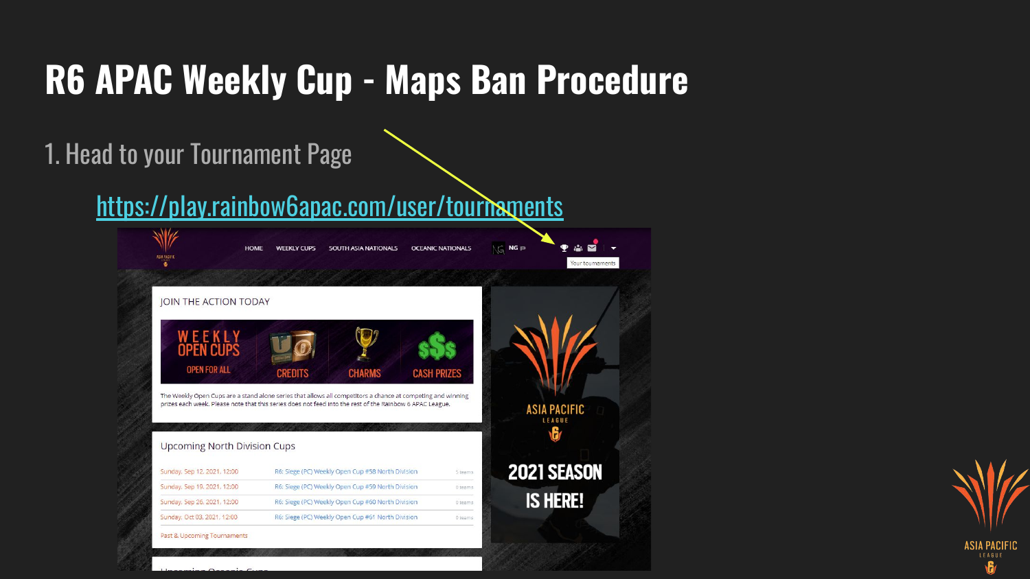# R6 APAC Weekly Cup - Maps Ban Procedure

1. Head to your Tournament Page

https://play.rainbow6apac.com/user/tournaments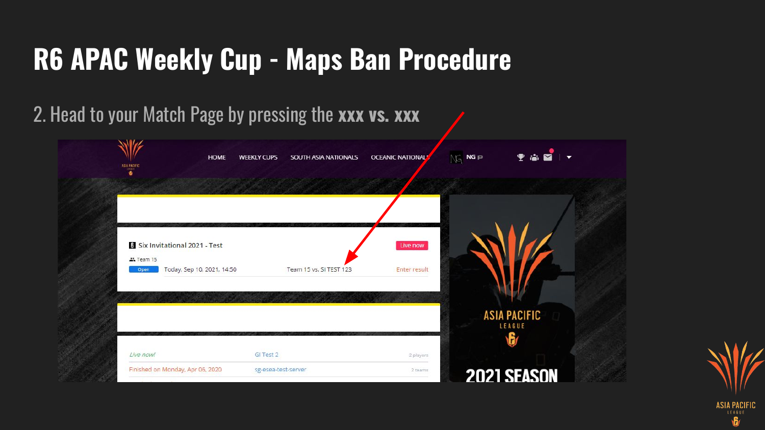# R6 APAC Weekly Cup - Maps Ban Procedure

2. Head to your Match Page by pressing the **xxx vs. xxx**

HOME WEEKLY CUPS SOUTH ASIA NATIONALS OCEANIC NATIONALS NG

Six Invitational 2021 - Test

Live now

Team 15

Open Today, Sep 10, 2021, 14:50 Team 15 vs. SI TEST 123 Enter result

*Live now!* GI Test 2 2 players

Finished on Monday, Apr 06, 2020 sg-esea-test-server 2 teams

ASIA PACIFIC LEAGUE

2021 SEASON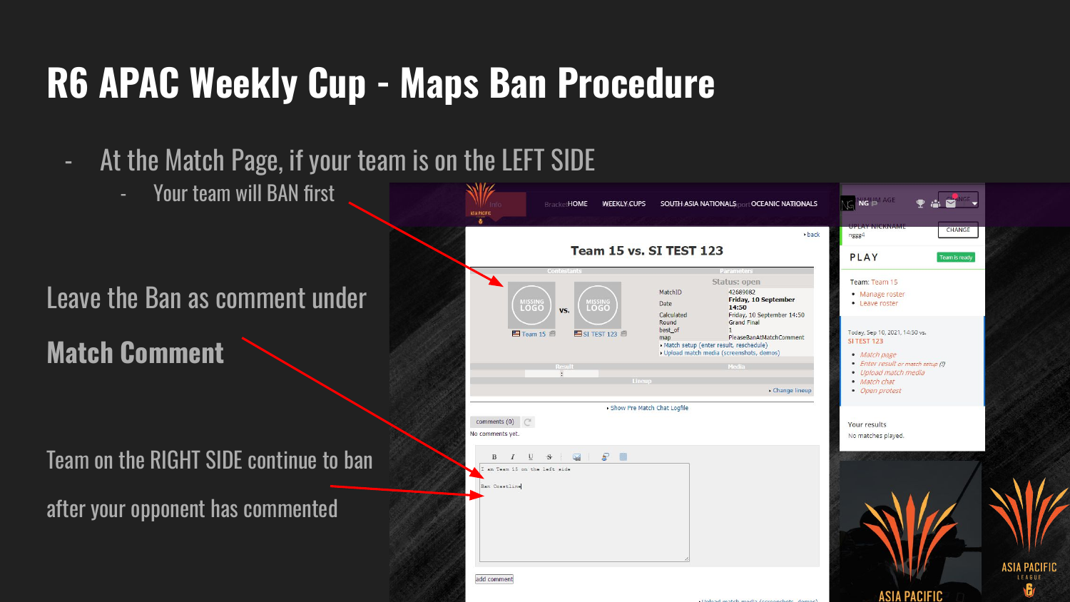# R6 APAC Weekly Cup - Maps Ban Procedure

- At the Match Page, if your team is on the LEFT SIDE
  - Your team will BAN first

Leave the Ban as comment under

**Match Comment**

Team on the RIGHT SIDE continue to ban

after your opponent has commented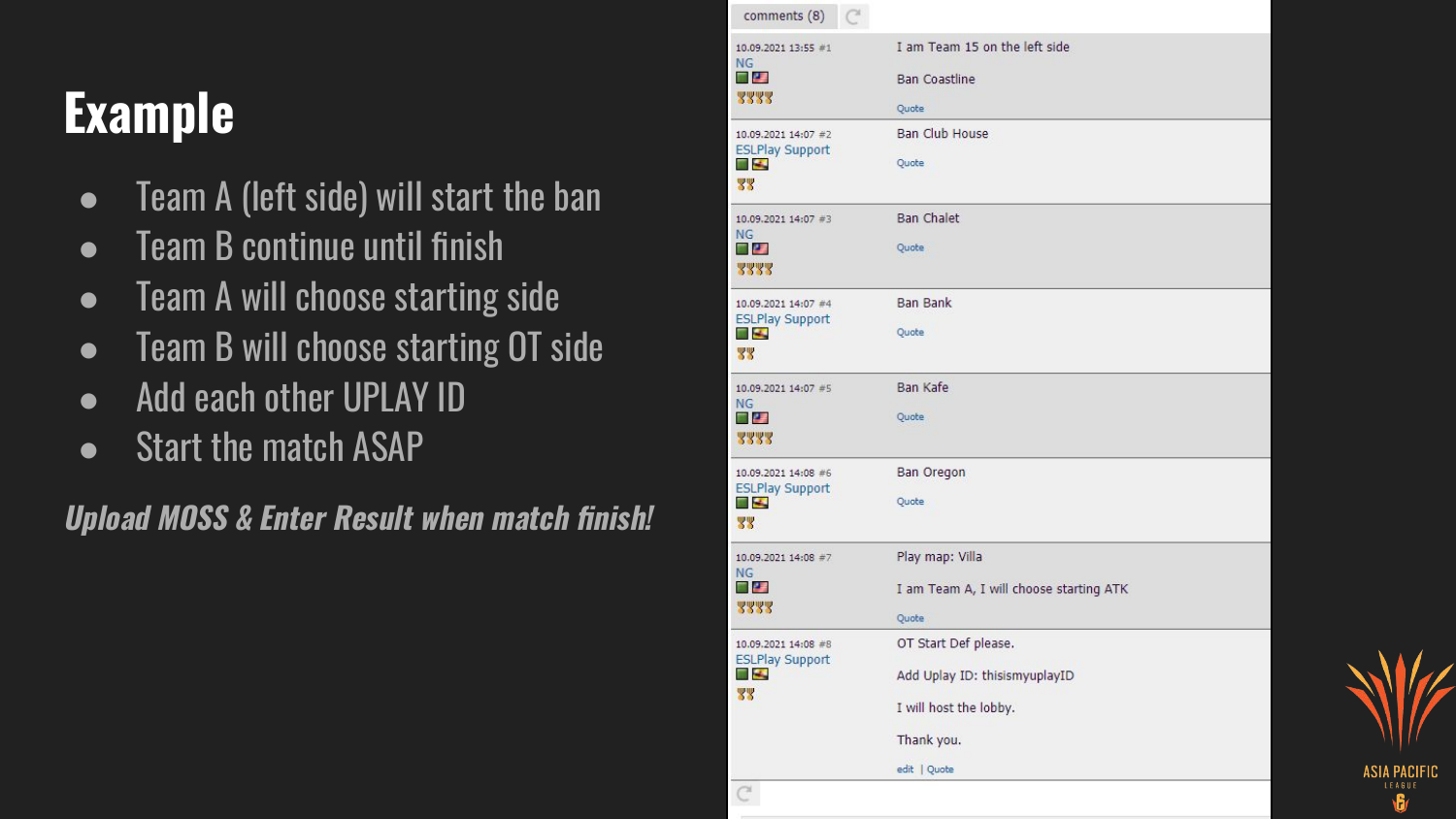# Example

- Team A (left side) will start the ban
- Team B continue until finish
- Team A will choose starting side
- Team B will choose starting OT side
- Add each other UPLAY ID
- Start the match ASAP

***Upload MOSS & Enter Result when match finish!***

comments (8)

10.09.2021 13:55 #1
NG

I am Team 15 on the left side

Ban Coastline

Quote

10.09.2021 14:07 #2
ESLPlay Support

Ban Club House

Quote

10.09.2021 14:07 #3
NG

Ban Chalet

Quote

10.09.2021 14:07 #4
ESLPlay Support

Ban Bank

Quote

10.09.2021 14:07 #5
NG

Ban Kafe

Quote

10.09.2021 14:08 #6
ESLPlay Support

Ban Oregon

Quote

10.09.2021 14:08 #7
NG

Play map: Villa

I am Team A, I will choose starting ATK

Quote

10.09.2021 14:08 #8
ESLPlay Support

OT Start Def please.

Add Uplay ID: thisismyuplayID

I will host the lobby.

Thank you.

edit | Quote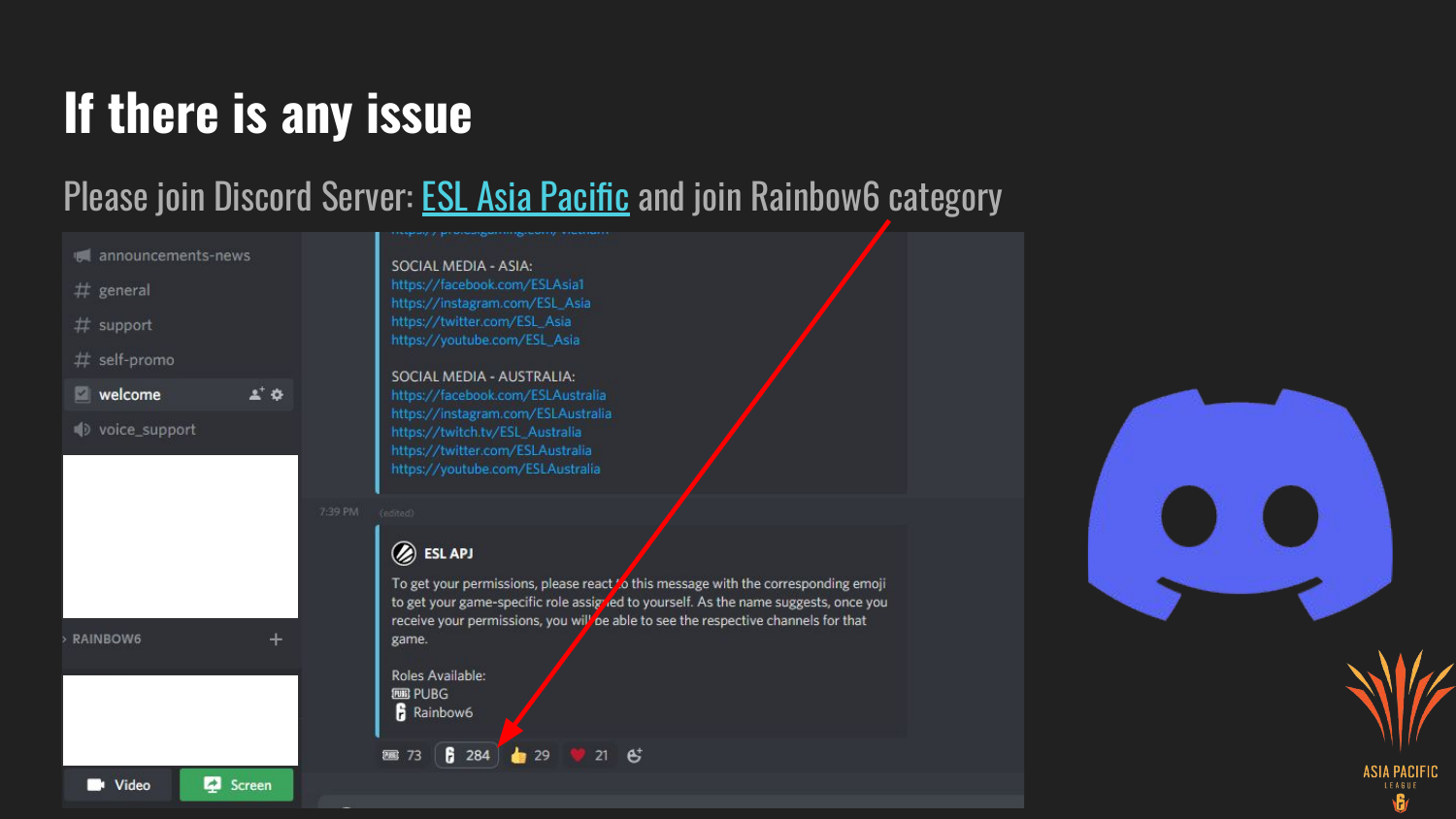# If there is any issue

Please join Discord Server: ESL Asia Pacific and join Rainbow6 category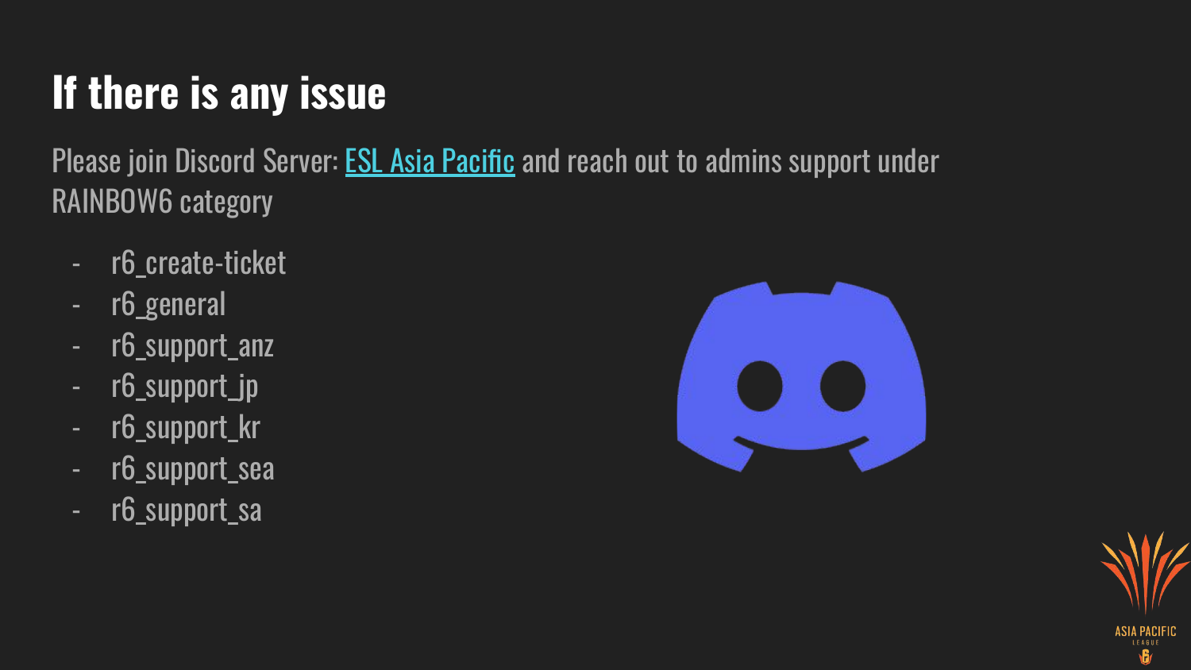# If there is any issue

Please join Discord Server: ESL Asia Pacific and reach out to admins support under RAINBOW6 category

- r6_create-ticket
- r6_general
- r6_support_anz
- r6_support_jp
- r6_support_kr
- r6_support_sea
- r6_support_sa